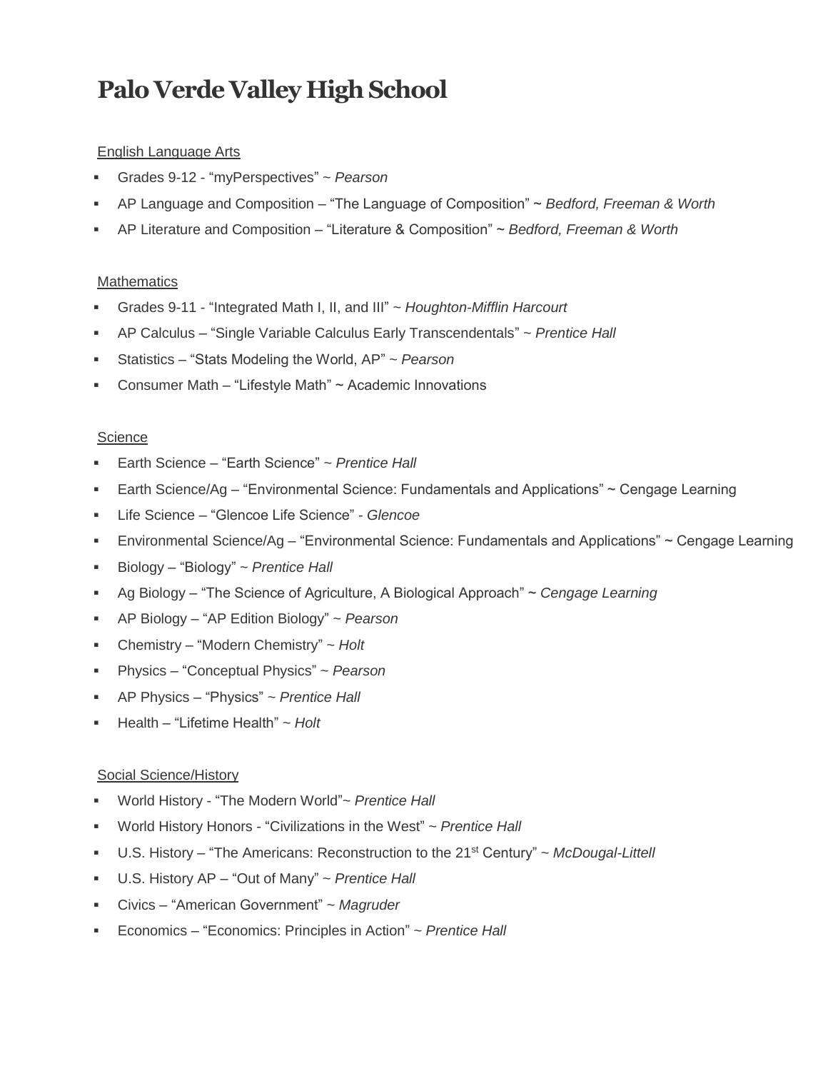# Palo Verde Valley High School

English Language Arts

- Grades 9-12 - "myPerspectives" ~ *Pearson*
- AP Language and Composition – "The Language of Composition" ~ *Bedford, Freeman & Worth*
- AP Literature and Composition – "Literature & Composition" ~ *Bedford, Freeman & Worth*

Mathematics

- Grades 9-11 - "Integrated Math I, II, and III" ~ *Houghton-Mifflin Harcourt*
- AP Calculus – "Single Variable Calculus Early Transcendentals" ~ *Prentice Hall*
- Statistics – "Stats Modeling the World, AP" ~ *Pearson*
- Consumer Math – "Lifestyle Math" ~ Academic Innovations

Science

- Earth Science – "Earth Science" ~ *Prentice Hall*
- Earth Science/Ag – "Environmental Science: Fundamentals and Applications" ~ Cengage Learning
- Life Science – "Glencoe Life Science" - *Glencoe*
- Environmental Science/Ag – "Environmental Science: Fundamentals and Applications" ~ Cengage Learning
- Biology – "Biology" ~ *Prentice Hall*
- Ag Biology – "The Science of Agriculture, A Biological Approach" ~ *Cengage Learning*
- AP Biology – "AP Edition Biology" ~ *Pearson*
- Chemistry – "Modern Chemistry" ~ *Holt*
- Physics – "Conceptual Physics" ~ *Pearson*
- AP Physics – "Physics" ~ *Prentice Hall*
- Health – "Lifetime Health" ~ *Holt*

Social Science/History

- World History - "The Modern World"~ *Prentice Hall*
- World History Honors - "Civilizations in the West" ~ *Prentice Hall*
- U.S. History – "The Americans: Reconstruction to the 21st Century" ~ *McDougal-Littell*
- U.S. History AP – "Out of Many" ~ *Prentice Hall*
- Civics – "American Government" ~ *Magruder*
- Economics – "Economics: Principles in Action" ~ *Prentice Hall*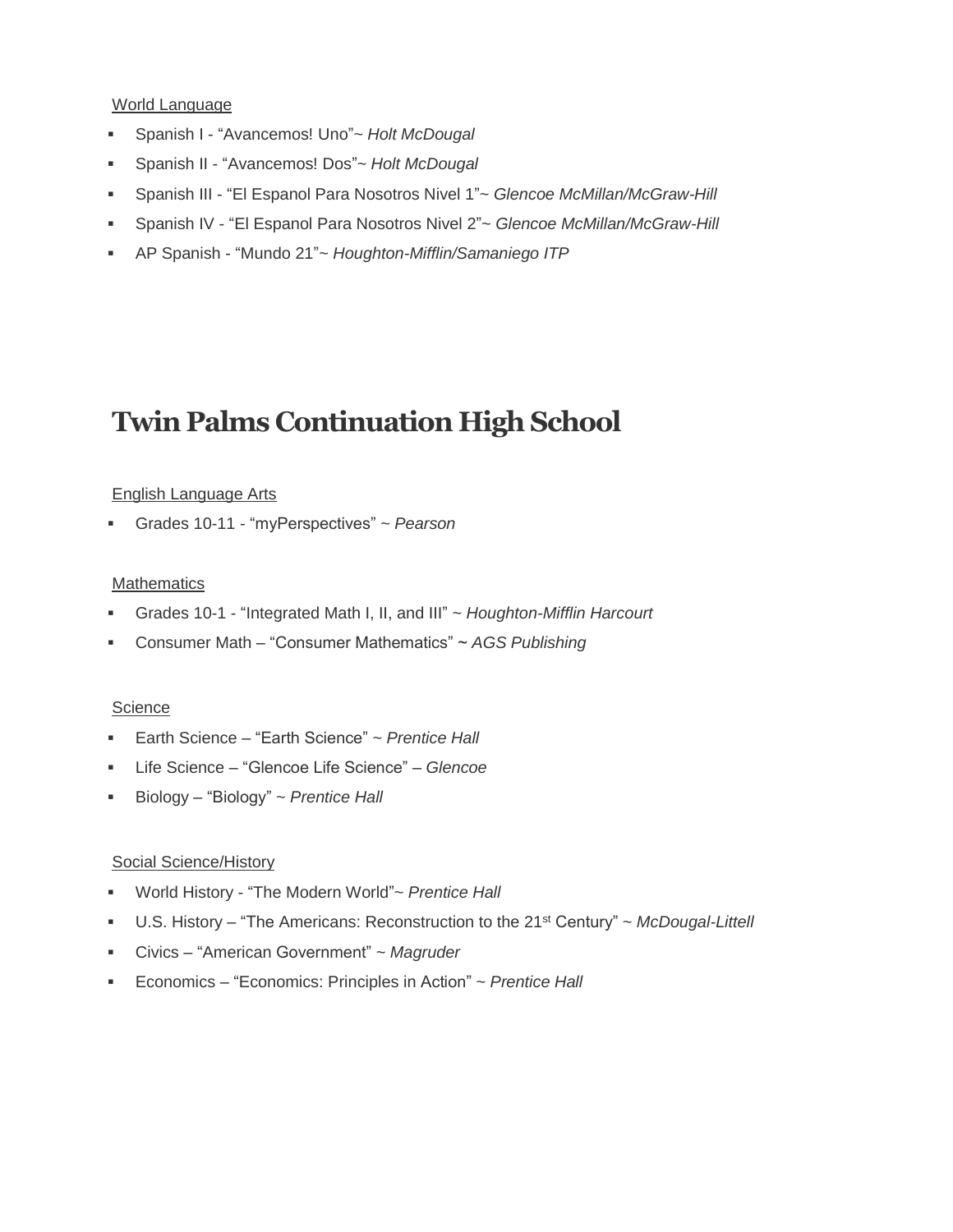World Language

- Spanish I - “Avancemos! Uno”~ *Holt McDougal*
- Spanish II - “Avancemos! Dos”~ *Holt McDougal*
- Spanish III - “El Espanol Para Nosotros Nivel 1”~ *Glencoe McMillan/McGraw-Hill*
- Spanish IV - “El Espanol Para Nosotros Nivel 2”~ *Glencoe McMillan/McGraw-Hill*
- AP Spanish - “Mundo 21”~ *Houghton-Mifflin/Samaniego ITP*

# Twin Palms Continuation High School

English Language Arts

- Grades 10-11 - “myPerspectives” ~ *Pearson*

Mathematics

- Grades 10-1 - “Integrated Math I, II, and III” ~ *Houghton-Mifflin Harcourt*
- Consumer Math – “Consumer Mathematics” ~ *AGS Publishing*

Science

- Earth Science – “Earth Science” ~ *Prentice Hall*
- Life Science – “Glencoe Life Science” – *Glencoe*
- Biology – “Biology” ~ *Prentice Hall*

Social Science/History

- World History - “The Modern World”~ *Prentice Hall*
- U.S. History – “The Americans: Reconstruction to the 21st Century” ~ *McDougal-Littell*
- Civics – “American Government” ~ *Magruder*
- Economics – “Economics: Principles in Action” ~ *Prentice Hall*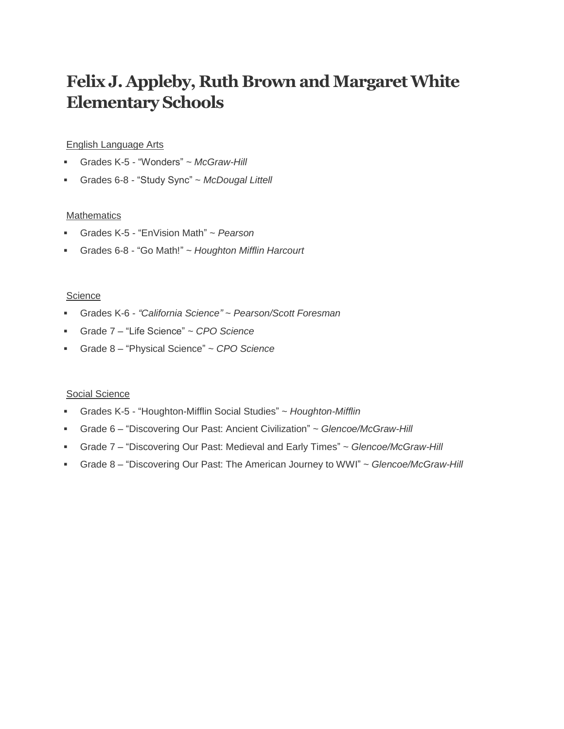# Felix J. Appleby, Ruth Brown and Margaret White Elementary Schools

English Language Arts

- Grades K-5 - “Wonders” ~ *McGraw-Hill*
- Grades 6-8 - “Study Sync” ~ *McDougal Littell*

Mathematics

- Grades K-5 - “EnVision Math” ~ *Pearson*
- Grades 6-8 - “Go Math!” ~ *Houghton Mifflin Harcourt*

Science

- Grades K-6 - *“California Science” ~ Pearson/Scott Foresman*
- Grade 7 – “Life Science” ~ *CPO Science*
- Grade 8 – “Physical Science” ~ *CPO Science*

Social Science

- Grades K-5 - “Houghton-Mifflin Social Studies” ~ *Houghton-Mifflin*
- Grade 6 – “Discovering Our Past: Ancient Civilization” ~ *Glencoe/McGraw-Hill*
- Grade 7 – “Discovering Our Past: Medieval and Early Times” ~ *Glencoe/McGraw-Hill*
- Grade 8 – “Discovering Our Past: The American Journey to WWI” ~ *Glencoe/McGraw-Hill*